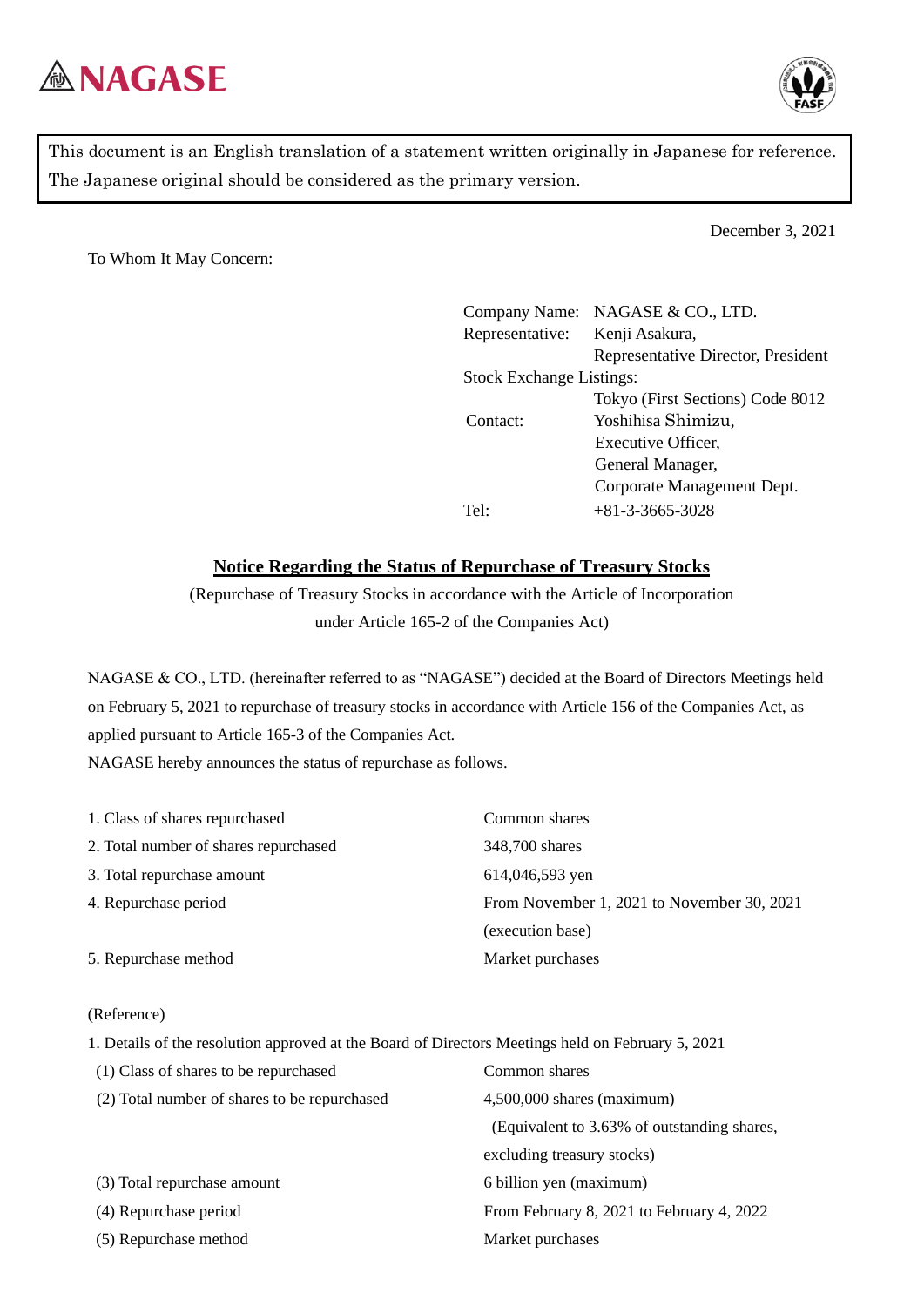NAGASE

This document is an English translation of a statement written originally in Japanese for reference. The Japanese original should be considered as the primary version.

December 3, 2021

To Whom It May Concern:

Company Name: NAGASE & CO., LTD.
Representative: Kenji Asakura, Representative Director, President
Stock Exchange Listings: Tokyo (First Sections) Code 8012
Contact: Yoshihisa Shimizu, Executive Officer, General Manager, Corporate Management Dept.
Tel: +81-3-3665-3028

# Notice Regarding the Status of Repurchase of Treasury Stocks

(Repurchase of Treasury Stocks in accordance with the Article of Incorporation under Article 165-2 of the Companies Act)

NAGASE & CO., LTD. (hereinafter referred to as "NAGASE") decided at the Board of Directors Meetings held on February 5, 2021 to repurchase of treasury stocks in accordance with Article 156 of the Companies Act, as applied pursuant to Article 165-3 of the Companies Act.

NAGASE hereby announces the status of repurchase as follows.

1. Class of shares repurchased: Common shares
2. Total number of shares repurchased: 348,700 shares
3. Total repurchase amount: 614,046,593 yen
4. Repurchase period: From November 1, 2021 to November 30, 2021 (execution base)
5. Repurchase method: Market purchases

(Reference)

1. Details of the resolution approved at the Board of Directors Meetings held on February 5, 2021
   - (1) Class of shares to be repurchased: Common shares
   - (2) Total number of shares to be repurchased: 4,500,000 shares (maximum) (Equivalent to 3.63% of outstanding shares, excluding treasury stocks)
   - (3) Total repurchase amount: 6 billion yen (maximum)
   - (4) Repurchase period: From February 8, 2021 to February 4, 2022
   - (5) Repurchase method: Market purchases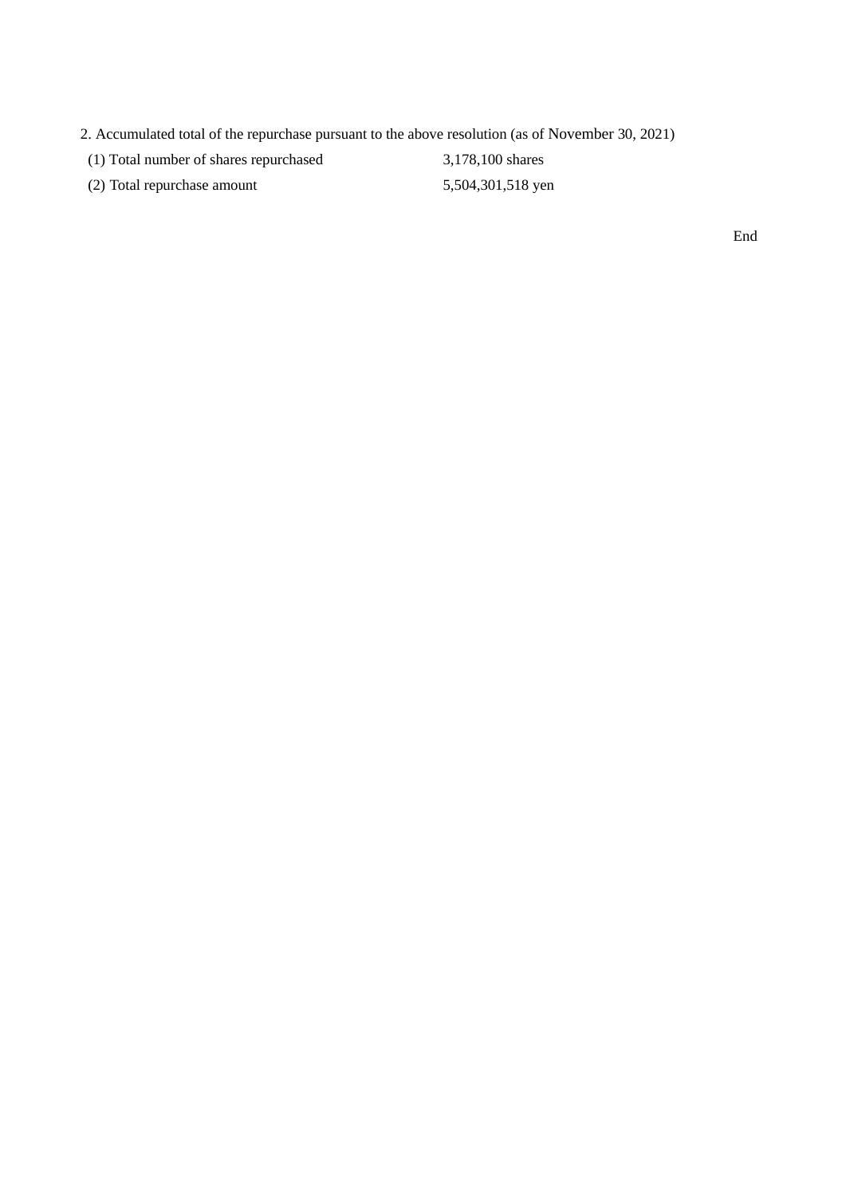2. Accumulated total of the repurchase pursuant to the above resolution (as of November 30, 2021)

| | |
|---|---|
| (1) Total number of shares repurchased | 3,178,100 shares |
| (2) Total repurchase amount | 5,504,301,518 yen |

End